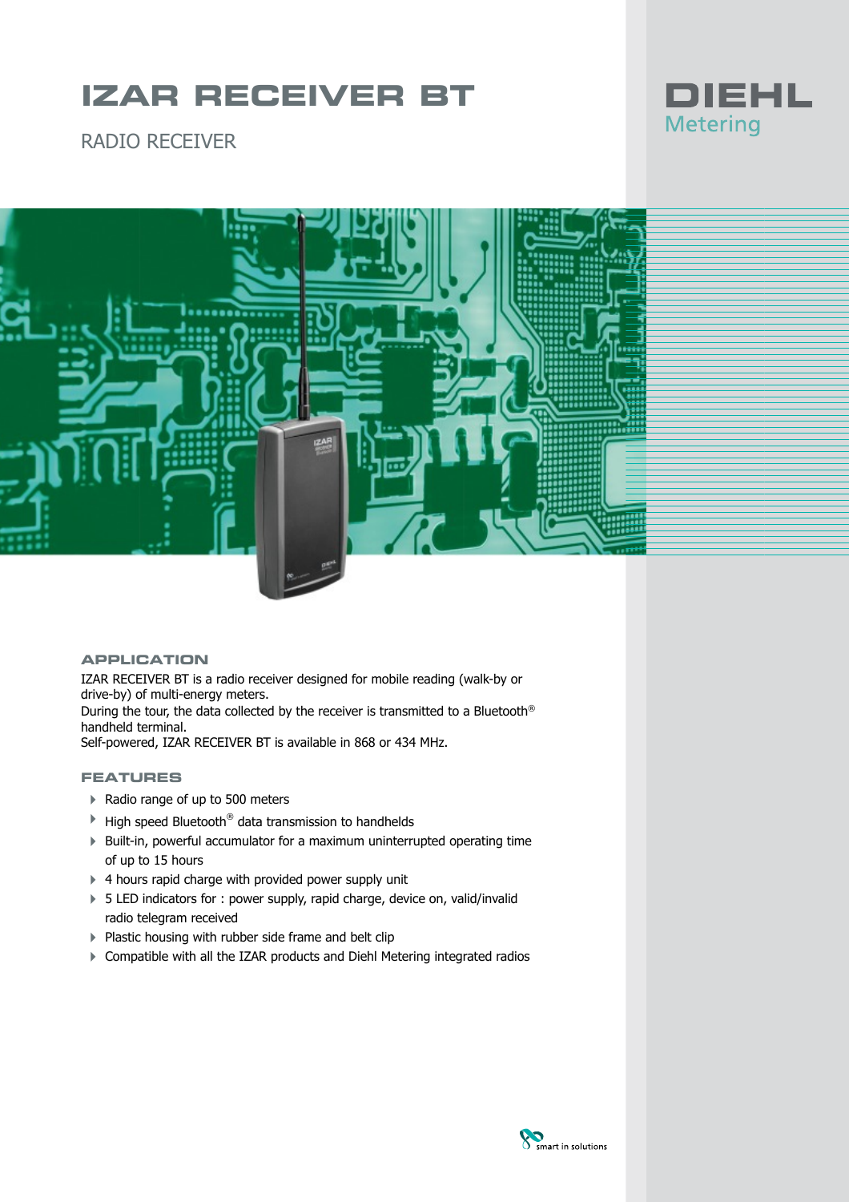# IZAR RECEIVER BT

RADIO RECEIVER

DIEHL Metering

## APPLICATION

IZAR RECEIVER BT is a radio receiver designed for mobile reading (walk-by or drive-by) of multi-energy meters.
During the tour, the data collected by the receiver is transmitted to a Bluetooth® handheld terminal.
Self-powered, IZAR RECEIVER BT is available in 868 or 434 MHz.

## FEATURES

- Radio range of up to 500 meters
- High speed Bluetooth® data transmission to handhelds
- Built-in, powerful accumulator for a maximum uninterrupted operating time of up to 15 hours
- 4 hours rapid charge with provided power supply unit
- 5 LED indicators for : power supply, rapid charge, device on, valid/invalid radio telegram received
- Plastic housing with rubber side frame and belt clip
- Compatible with all the IZAR products and Diehl Metering integrated radios

smart in solutions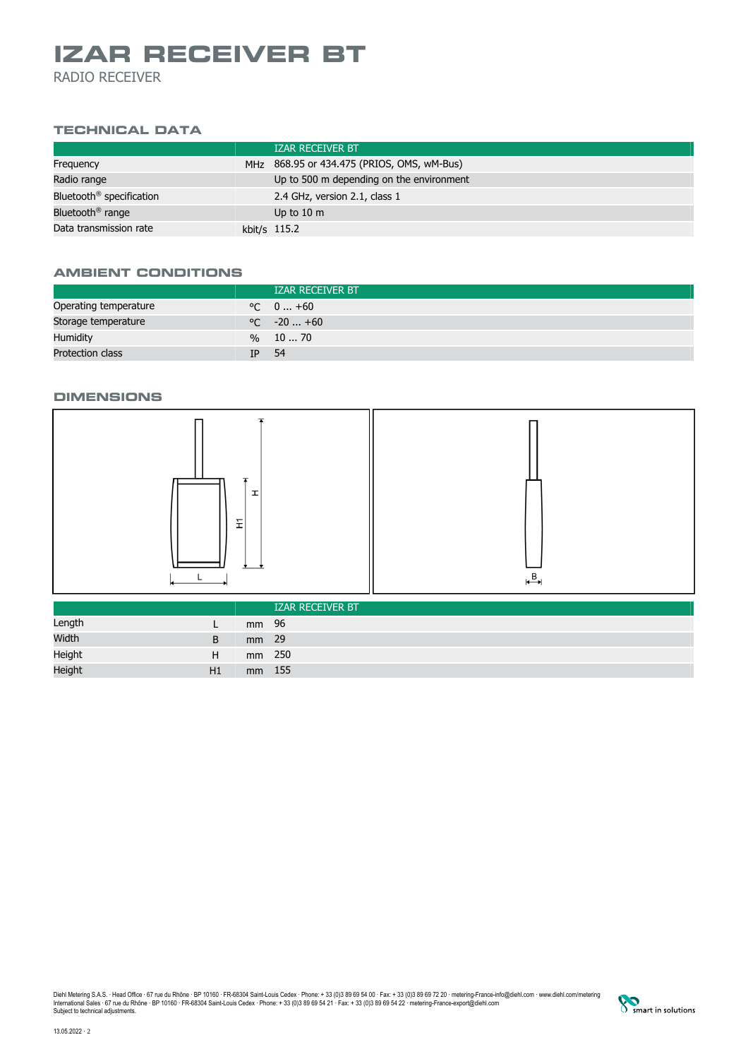# IZAR RECEIVER BT

RADIO RECEIVER

## TECHNICAL DATA

| | | IZAR RECEIVER BT |
|---|---|---|
| Frequency | MHz | 868.95 or 434.475 (PRIOS, OMS, wM-Bus) |
| Radio range | | Up to 500 m depending on the environment |
| Bluetooth® specification | | 2.4 GHz, version 2.1, class 1 |
| Bluetooth® range | | Up to 10 m |
| Data transmission rate | kbit/s | 115.2 |

## AMBIENT CONDITIONS

| | | IZAR RECEIVER BT |
|---|---|---|
| Operating temperature | °C | 0 ... +60 |
| Storage temperature | °C | -20 ... +60 |
| Humidity | % | 10 ... 70 |
| Protection class | IP | 54 |

## DIMENSIONS

H

H1

L

B

| | | | IZAR RECEIVER BT |
|---|---|---|---|
| Length | L | mm | 96 |
| Width | B | mm | 29 |
| Height | H | mm | 250 |
| Height | H1 | mm | 155 |

Diehl Metering S.A.S. · Head Office · 67 rue du Rhône · BP 10160 · FR-68304 Saint-Louis Cedex · Phone: + 33 (0)3 89 69 54 00 · Fax: + 33 (0)3 89 69 72 20 · metering-France-info@diehl.com · www.diehl.com/metering
International Sales · 67 rue du Rhône · BP 10160 · FR-68304 Saint-Louis Cedex · Phone: + 33 (0)3 89 69 54 21 · Fax: + 33 (0)3 89 69 54 22 · metering-France-export@diehl.com
Subject to technical adjustments.

smart in solutions

13.05.2022